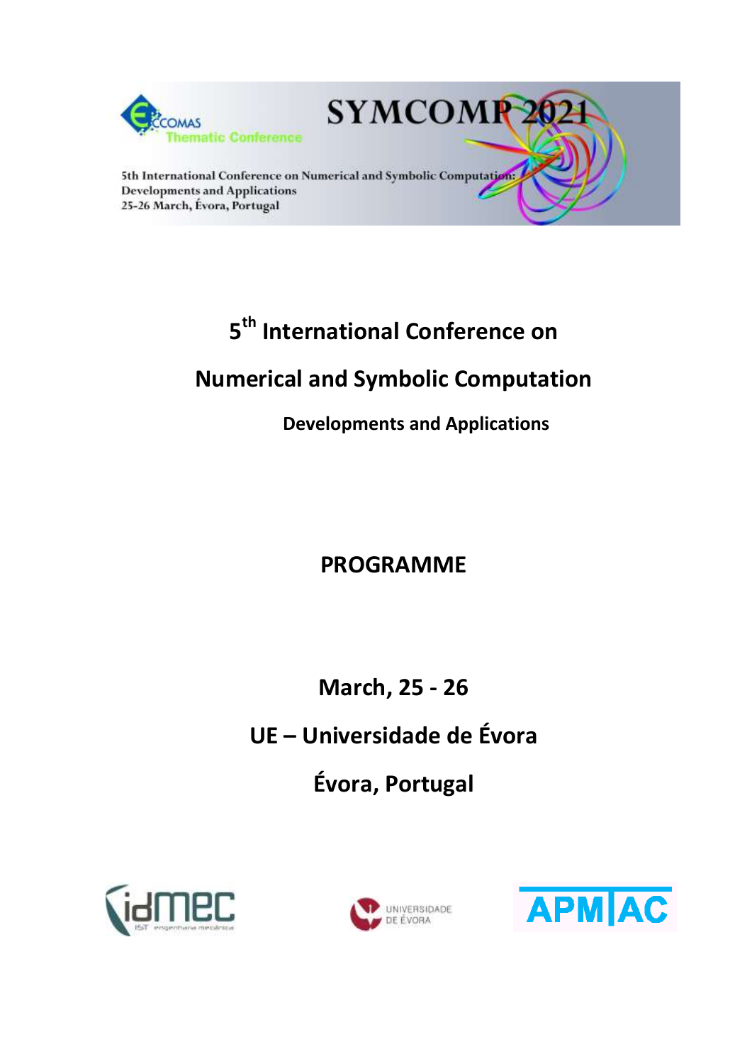ECCOMAS Thematic Conference

# SYMCOMP 2021

5th International Conference on Numerical and Symbolic Computation: Developments and Applications
25-26 March, Évora, Portugal

# 5th International Conference on Numerical and Symbolic Computation

### Developments and Applications

# PROGRAMME

## March, 25 - 26

## UE – Universidade de Évora

## Évora, Portugal

idmec IST engenharia mecânica

UNIVERSIDADE DE ÉVORA

APMTAC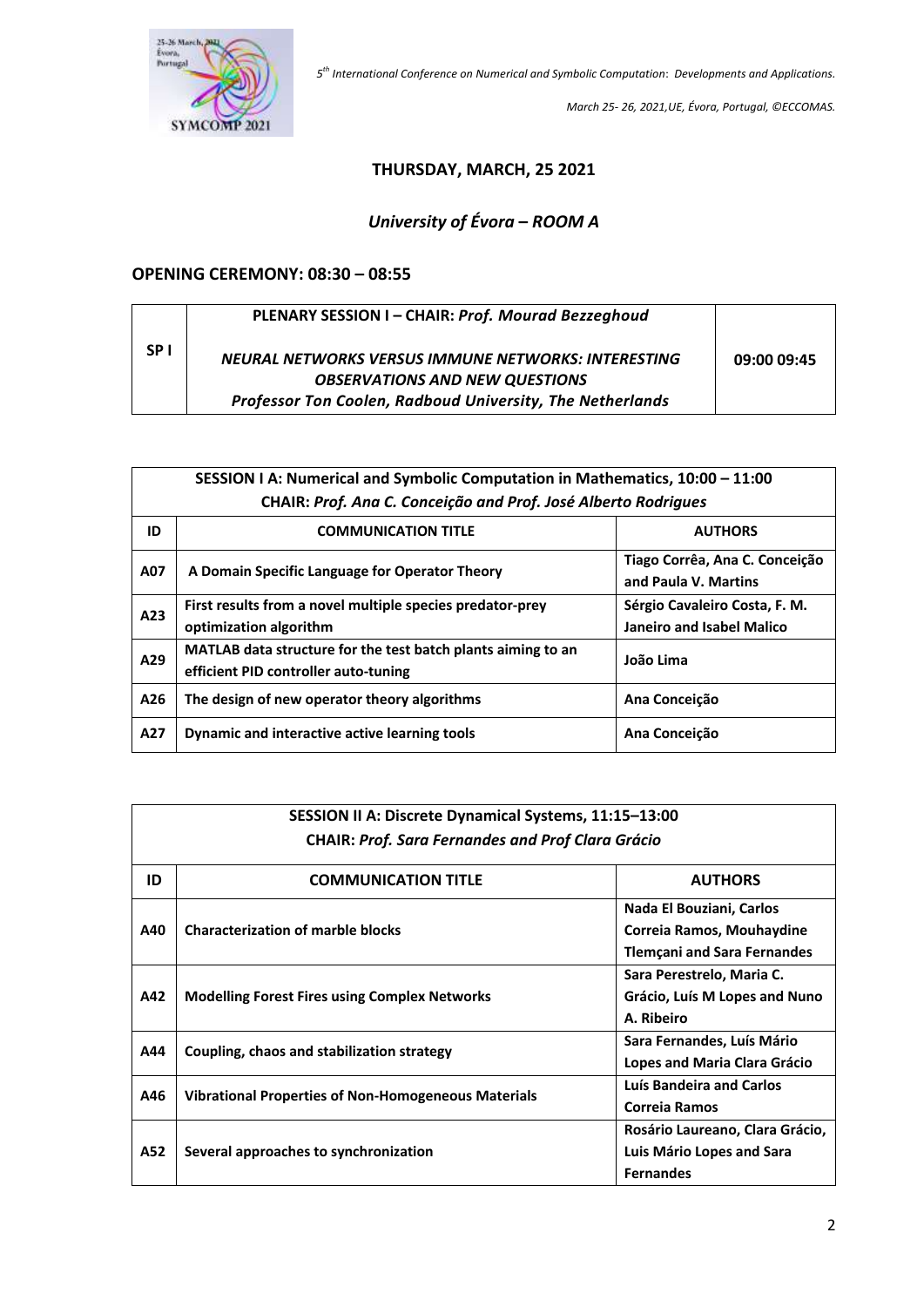## THURSDAY, MARCH, 25 2021

### *University of Évora – ROOM A*

**OPENING CEREMONY: 08:30 – 08:55**

| SP I | **PLENARY SESSION I – CHAIR:** ***Prof. Mourad Bezzeghoud***<br><br>***NEURAL NETWORKS VERSUS IMMUNE NETWORKS: INTERESTING OBSERVATIONS AND NEW QUESTIONS***<br>***Professor Ton Coolen, Radboud University, The Netherlands*** | **09:00 09:45** |
|---|---|---|

**SESSION I A: Numerical and Symbolic Computation in Mathematics, 10:00 – 11:00**
**CHAIR:** ***Prof. Ana C. Conceição and Prof. José Alberto Rodrigues***

| ID | COMMUNICATION TITLE | AUTHORS |
|---|---|---|
| A07 | A Domain Specific Language for Operator Theory | Tiago Corrêa, Ana C. Conceição and Paula V. Martins |
| A23 | First results from a novel multiple species predator-prey optimization algorithm | Sérgio Cavaleiro Costa, F. M. Janeiro and Isabel Malico |
| A29 | MATLAB data structure for the test batch plants aiming to an efficient PID controller auto-tuning | João Lima |
| A26 | The design of new operator theory algorithms | Ana Conceição |
| A27 | Dynamic and interactive active learning tools | Ana Conceição |

**SESSION II A: Discrete Dynamical Systems, 11:15–13:00**
**CHAIR:** ***Prof. Sara Fernandes and Prof Clara Grácio***

| ID | COMMUNICATION TITLE | AUTHORS |
|---|---|---|
| A40 | Characterization of marble blocks | Nada El Bouziani, Carlos Correia Ramos, Mouhaydine Tlemçani and Sara Fernandes |
| A42 | Modelling Forest Fires using Complex Networks | Sara Perestrelo, Maria C. Grácio, Luís M Lopes and Nuno A. Ribeiro |
| A44 | Coupling, chaos and stabilization strategy | Sara Fernandes, Luís Mário Lopes and Maria Clara Grácio |
| A46 | Vibrational Properties of Non-Homogeneous Materials | Luís Bandeira and Carlos Correia Ramos |
| A52 | Several approaches to synchronization | Rosário Laureano, Clara Grácio, Luis Mário Lopes and Sara Fernandes |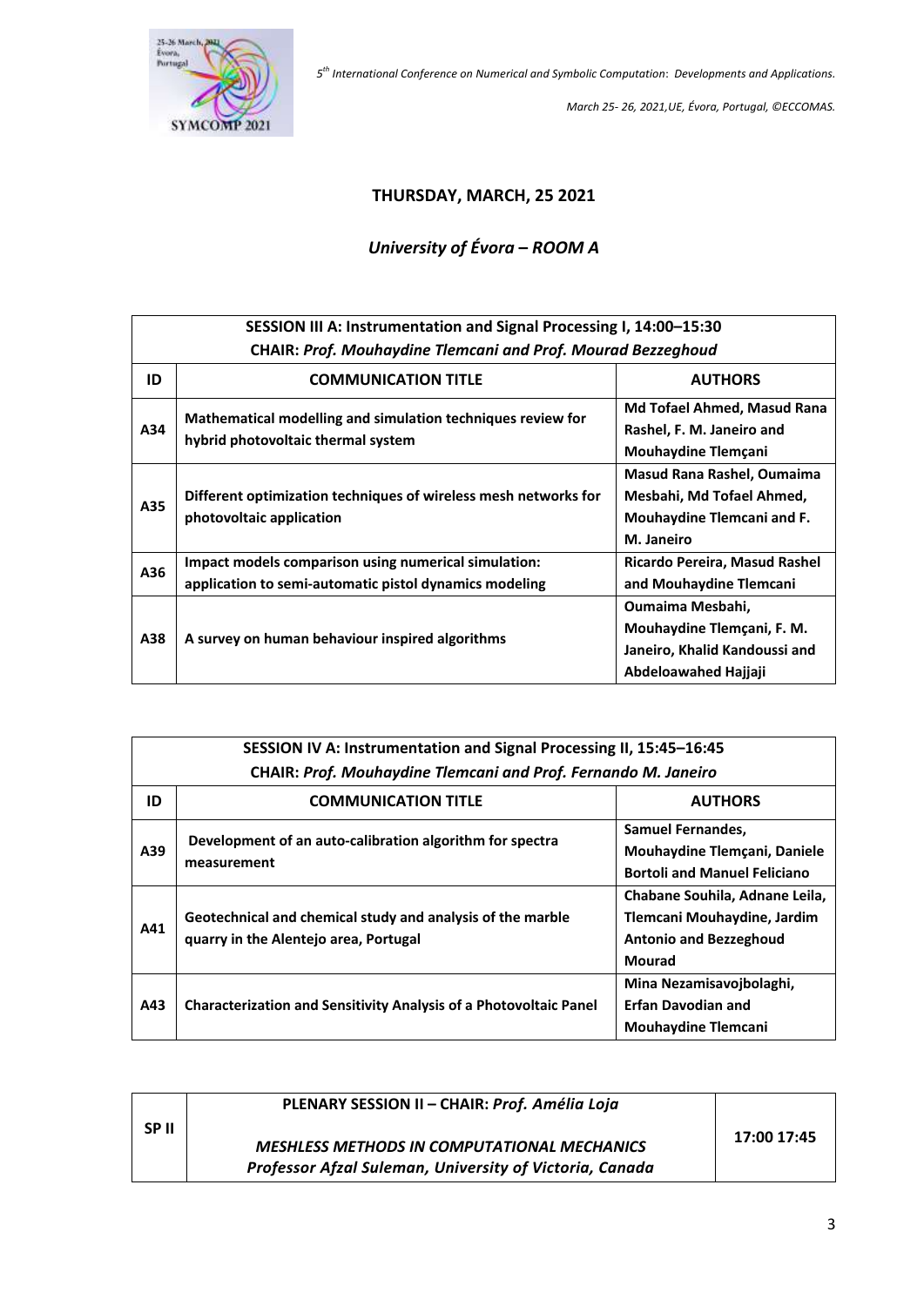## THURSDAY, MARCH, 25 2021

### *University of Évora – ROOM A*

| **SESSION III A: Instrumentation and Signal Processing I, 14:00–15:30**<br>**CHAIR:** ***Prof. Mouhaydine Tlemcani and Prof. Mourad Bezzeghoud*** | | |
|---|---|---|
| **ID** | **COMMUNICATION TITLE** | **AUTHORS** |
| **A34** | **Mathematical modelling and simulation techniques review for hybrid photovoltaic thermal system** | **Md Tofael Ahmed, Masud Rana Rashel, F. M. Janeiro and Mouhaydine Tlemçani** |
| **A35** | **Different optimization techniques of wireless mesh networks for photovoltaic application** | **Masud Rana Rashel, Oumaima Mesbahi, Md Tofael Ahmed, Mouhaydine Tlemcani and F. M. Janeiro** |
| **A36** | **Impact models comparison using numerical simulation: application to semi-automatic pistol dynamics modeling** | **Ricardo Pereira, Masud Rashel and Mouhaydine Tlemcani** |
| **A38** | **A survey on human behaviour inspired algorithms** | **Oumaima Mesbahi, Mouhaydine Tlemçani, F. M. Janeiro, Khalid Kandoussi and Abdeloawahed Hajjaji** |

| **SESSION IV A: Instrumentation and Signal Processing II, 15:45–16:45**<br>**CHAIR:** ***Prof. Mouhaydine Tlemcani and Prof. Fernando M. Janeiro*** | | |
|---|---|---|
| **ID** | **COMMUNICATION TITLE** | **AUTHORS** |
| **A39** | **Development of an auto-calibration algorithm for spectra measurement** | **Samuel Fernandes, Mouhaydine Tlemçani, Daniele Bortoli and Manuel Feliciano** |
| **A41** | **Geotechnical and chemical study and analysis of the marble quarry in the Alentejo area, Portugal** | **Chabane Souhila, Adnane Leila, Tlemcani Mouhaydine, Jardim Antonio and Bezzeghoud Mourad** |
| **A43** | **Characterization and Sensitivity Analysis of a Photovoltaic Panel** | **Mina Nezamisavojbolaghi, Erfan Davodian and Mouhaydine Tlemcani** |

| **SP II** | **PLENARY SESSION II – CHAIR:** ***Prof. Amélia Loja***<br><br>***MESHLESS METHODS IN COMPUTATIONAL MECHANICS***<br>***Professor Afzal Suleman, University of Victoria, Canada*** | **17:00 17:45** |
|---|---|---|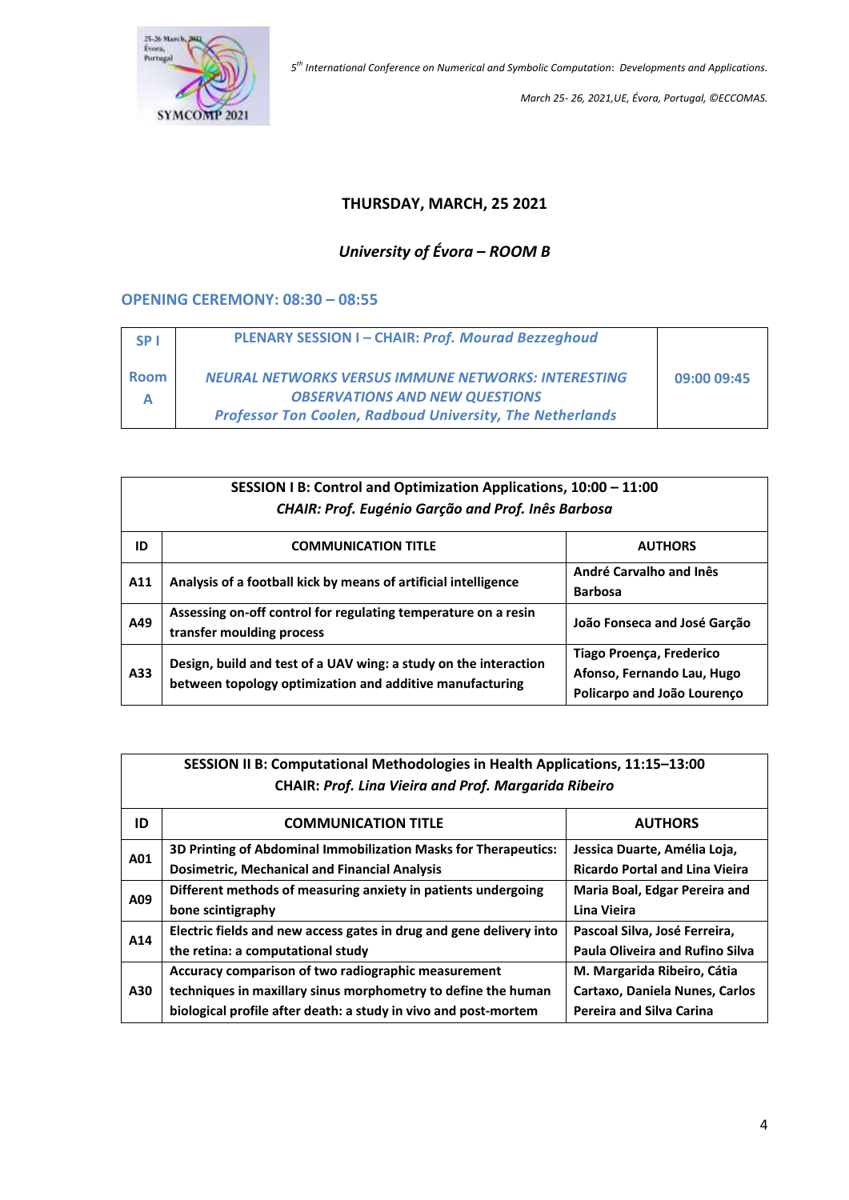## THURSDAY, MARCH, 25 2021

### *University of Évora – ROOM B*

### OPENING CEREMONY: 08:30 – 08:55

| SP I<br><br>Room A | PLENARY SESSION I – CHAIR: *Prof. Mourad Bezzeghoud*<br><br>*NEURAL NETWORKS VERSUS IMMUNE NETWORKS: INTERESTING OBSERVATIONS AND NEW QUESTIONS*<br>*Professor Ton Coolen, Radboud University, The Netherlands* | 09:00 09:45 |
|---|---|---|

| SESSION I B: Control and Optimization Applications, 10:00 – 11:00<br>*CHAIR: Prof. Eugénio Garção and Prof. Inês Barbosa* | | |
|---|---|---|
| **ID** | **COMMUNICATION TITLE** | **AUTHORS** |
| A11 | Analysis of a football kick by means of artificial intelligence | André Carvalho and Inês Barbosa |
| A49 | Assessing on-off control for regulating temperature on a resin transfer moulding process | João Fonseca and José Garção |
| A33 | Design, build and test of a UAV wing: a study on the interaction between topology optimization and additive manufacturing | Tiago Proença, Frederico Afonso, Fernando Lau, Hugo Policarpo and João Lourenço |

| SESSION II B: Computational Methodologies in Health Applications, 11:15–13:00<br>CHAIR: *Prof. Lina Vieira and Prof. Margarida Ribeiro* | | |
|---|---|---|
| **ID** | **COMMUNICATION TITLE** | **AUTHORS** |
| A01 | 3D Printing of Abdominal Immobilization Masks for Therapeutics: Dosimetric, Mechanical and Financial Analysis | Jessica Duarte, Amélia Loja, Ricardo Portal and Lina Vieira |
| A09 | Different methods of measuring anxiety in patients undergoing bone scintigraphy | Maria Boal, Edgar Pereira and Lina Vieira |
| A14 | Electric fields and new access gates in drug and gene delivery into the retina: a computational study | Pascoal Silva, José Ferreira, Paula Oliveira and Rufino Silva |
| A30 | Accuracy comparison of two radiographic measurement techniques in maxillary sinus morphometry to define the human biological profile after death: a study in vivo and post-mortem | M. Margarida Ribeiro, Cátia Cartaxo, Daniela Nunes, Carlos Pereira and Silva Carina |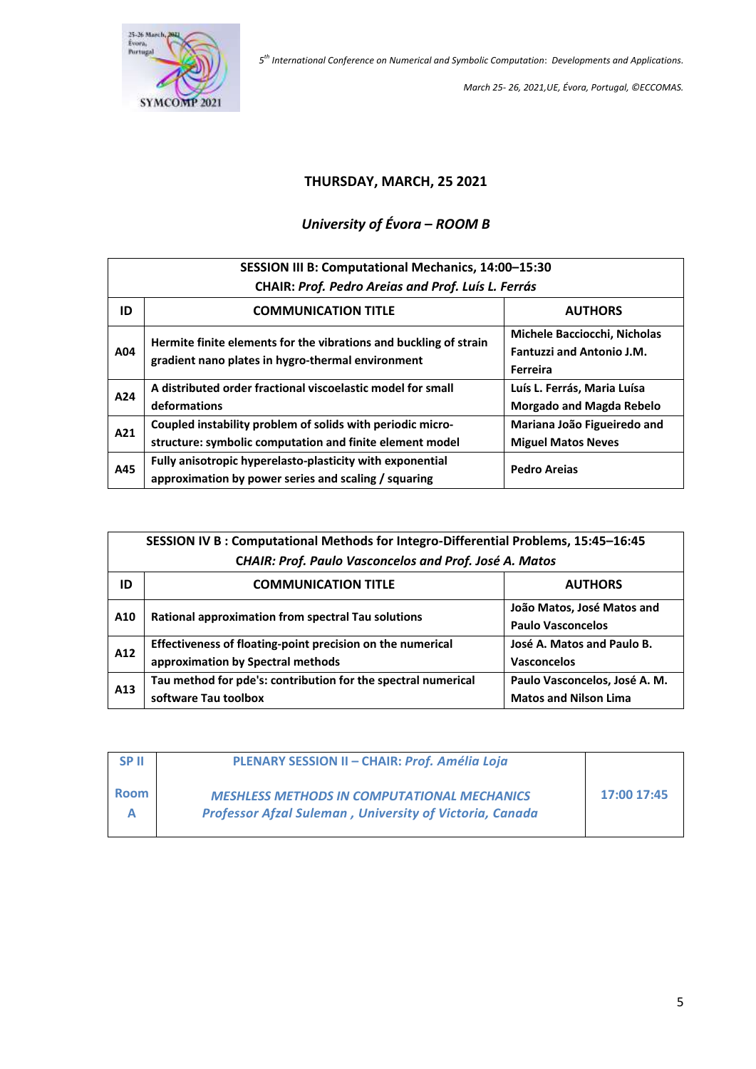## THURSDAY, MARCH, 25 2021

### *University of Évora – ROOM B*

| **SESSION III B: Computational Mechanics, 14:00–15:30**<br>**CHAIR:** ***Prof. Pedro Areias and Prof. Luís L. Ferrás*** | | |
|---|---|---|
| **ID** | **COMMUNICATION TITLE** | **AUTHORS** |
| **A04** | **Hermite finite elements for the vibrations and buckling of strain gradient nano plates in hygro-thermal environment** | **Michele Bacciocchi, Nicholas Fantuzzi and Antonio J.M. Ferreira** |
| **A24** | **A distributed order fractional viscoelastic model for small deformations** | **Luís L. Ferrás, Maria Luísa Morgado and Magda Rebelo** |
| **A21** | **Coupled instability problem of solids with periodic micro-structure: symbolic computation and finite element model** | **Mariana João Figueiredo and Miguel Matos Neves** |
| **A45** | **Fully anisotropic hyperelasto-plasticity with exponential approximation by power series and scaling / squaring** | **Pedro Areias** |

| **SESSION IV B : Computational Methods for Integro-Differential Problems, 15:45–16:45**<br>***CHAIR: Prof. Paulo Vasconcelos and Prof. José A. Matos*** | | |
|---|---|---|
| **ID** | **COMMUNICATION TITLE** | **AUTHORS** |
| **A10** | **Rational approximation from spectral Tau solutions** | **João Matos, José Matos and Paulo Vasconcelos** |
| **A12** | **Effectiveness of floating-point precision on the numerical approximation by Spectral methods** | **José A. Matos and Paulo B. Vasconcelos** |
| **A13** | **Tau method for pde's: contribution for the spectral numerical software Tau toolbox** | **Paulo Vasconcelos, José A. M. Matos and Nilson Lima** |

| **SP II**<br><br>**Room A** | **PLENARY SESSION II – CHAIR:** ***Prof. Amélia Loja***<br><br>***MESHLESS METHODS IN COMPUTATIONAL MECHANICS***<br>***Professor Afzal Suleman , University of Victoria, Canada*** | **17:00 17:45** |
|---|---|---|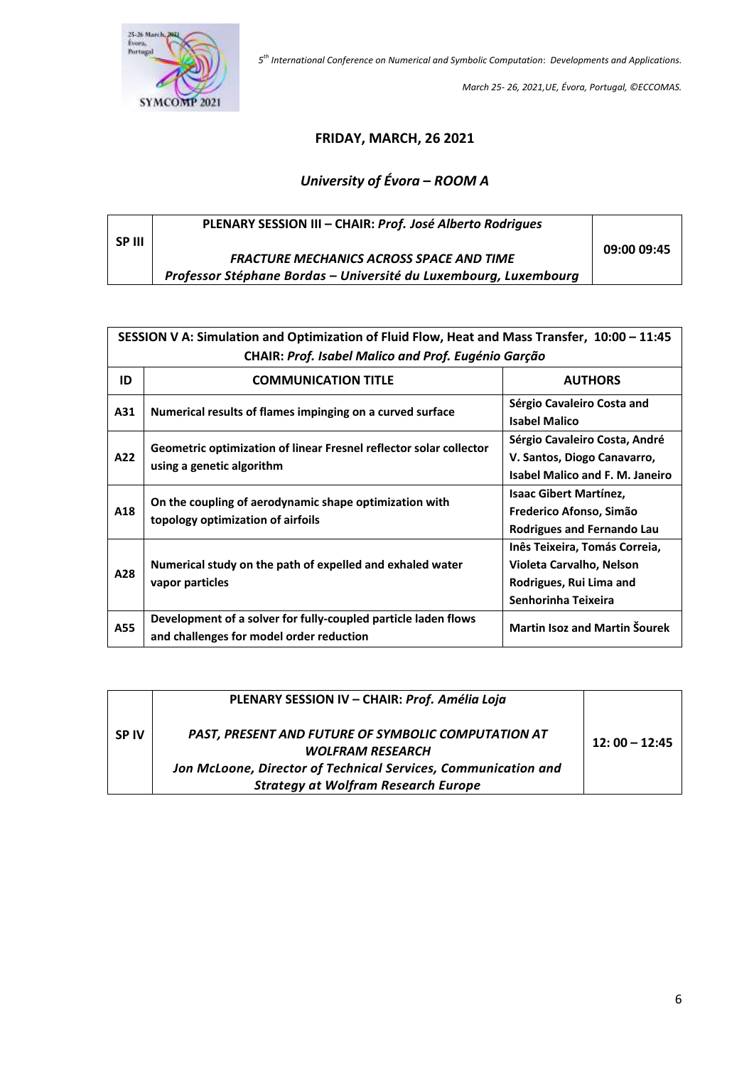## FRIDAY, MARCH, 26 2021

### *University of Évora – ROOM A*

| SP III | **PLENARY SESSION III – CHAIR:** ***Prof. José Alberto Rodrigues***<br><br>***FRACTURE MECHANICS ACROSS SPACE AND TIME***<br>***Professor Stéphane Bordas – Université du Luxembourg, Luxembourg*** | **09:00 09:45** |
|---|---|---|

| **SESSION V A: Simulation and Optimization of Fluid Flow, Heat and Mass Transfer, 10:00 – 11:45**<br>**CHAIR:** ***Prof. Isabel Malico and Prof. Eugénio Garção*** | | |
|---|---|---|
| **ID** | **COMMUNICATION TITLE** | **AUTHORS** |
| **A31** | **Numerical results of flames impinging on a curved surface** | **Sérgio Cavaleiro Costa and Isabel Malico** |
| **A22** | **Geometric optimization of linear Fresnel reflector solar collector using a genetic algorithm** | **Sérgio Cavaleiro Costa, André V. Santos, Diogo Canavarro, Isabel Malico and F. M. Janeiro** |
| **A18** | **On the coupling of aerodynamic shape optimization with topology optimization of airfoils** | **Isaac Gibert Martínez, Frederico Afonso, Simão Rodrigues and Fernando Lau** |
| **A28** | **Numerical study on the path of expelled and exhaled water vapor particles** | **Inês Teixeira, Tomás Correia, Violeta Carvalho, Nelson Rodrigues, Rui Lima and Senhorinha Teixeira** |
| **A55** | **Development of a solver for fully-coupled particle laden flows and challenges for model order reduction** | **Martin Isoz and Martin Šourek** |

| SP IV | **PLENARY SESSION IV – CHAIR:** ***Prof. Amélia Loja***<br><br>***PAST, PRESENT AND FUTURE OF SYMBOLIC COMPUTATION AT WOLFRAM RESEARCH***<br>***Jon McLoone, Director of Technical Services, Communication and Strategy at Wolfram Research Europe*** | **12: 00 – 12:45** |
|---|---|---|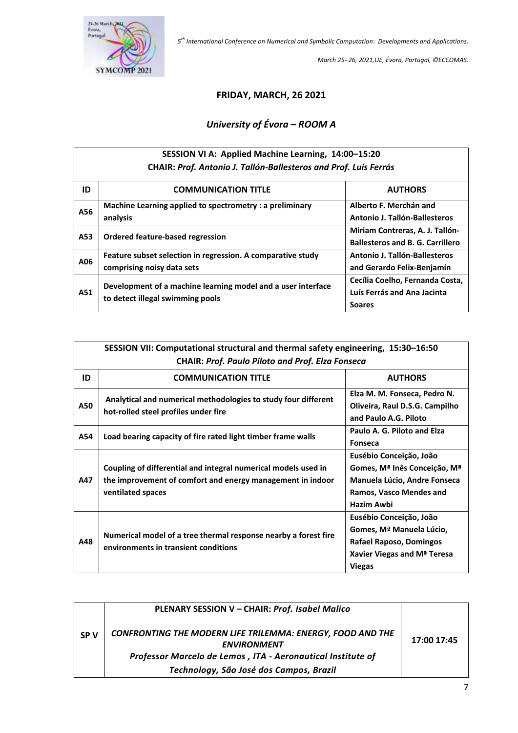## FRIDAY, MARCH, 26 2021

### *University of Évora – ROOM A*

| SESSION VI A: Applied Machine Learning, 14:00–15:20<br>CHAIR: *Prof. Antonio J. Tallón-Ballesteros and Prof. Luís Ferrás* | | |
|---|---|---|
| **ID** | **COMMUNICATION TITLE** | **AUTHORS** |
| **A56** | **Machine Learning applied to spectrometry : a preliminary analysis** | **Alberto F. Merchán and Antonio J. Tallón-Ballesteros** |
| **A53** | **Ordered feature-based regression** | **Miriam Contreras, A. J. Tallón-Ballesteros and B. G. Carrillero** |
| **A06** | **Feature subset selection in regression. A comparative study comprising noisy data sets** | **Antonio J. Tallón-Ballesteros and Gerardo Felix-Benjamín** |
| **A51** | **Development of a machine learning model and a user interface to detect illegal swimming pools** | **Cecília Coelho, Fernanda Costa, Luís Ferrás and Ana Jacinta Soares** |

| SESSION VII: Computational structural and thermal safety engineering, 15:30–16:50<br>CHAIR: *Prof. Paulo Piloto and Prof. Elza Fonseca* | | |
|---|---|---|
| **ID** | **COMMUNICATION TITLE** | **AUTHORS** |
| **A50** | **Analytical and numerical methodologies to study four different hot-rolled steel profiles under fire** | **Elza M. M. Fonseca, Pedro N. Oliveira, Raul D.S.G. Campilho and Paulo A.G. Piloto** |
| **A54** | **Load bearing capacity of fire rated light timber frame walls** | **Paulo A. G. Piloto and Elza Fonseca** |
| **A47** | **Coupling of differential and integral numerical models used in the improvement of comfort and energy management in indoor ventilated spaces** | **Eusébio Conceição, João Gomes, Mª Inês Conceição, Mª Manuela Lúcio, Andre Fonseca Ramos, Vasco Mendes and Hazim Awbi** |
| **A48** | **Numerical model of a tree thermal response nearby a forest fire environments in transient conditions** | **Eusébio Conceição, João Gomes, Mª Manuela Lúcio, Rafael Raposo, Domingos Xavier Viegas and Mª Teresa Viegas** |

| **SP V** | **PLENARY SESSION V – CHAIR: *Prof. Isabel Malico***<br>***CONFRONTING THE MODERN LIFE TRILEMMA: ENERGY, FOOD AND THE ENVIRONMENT***<br>***Professor Marcelo de Lemos , ITA - Aeronautical Institute of Technology, São José dos Campos, Brazil*** | **17:00 17:45** |
|---|---|---|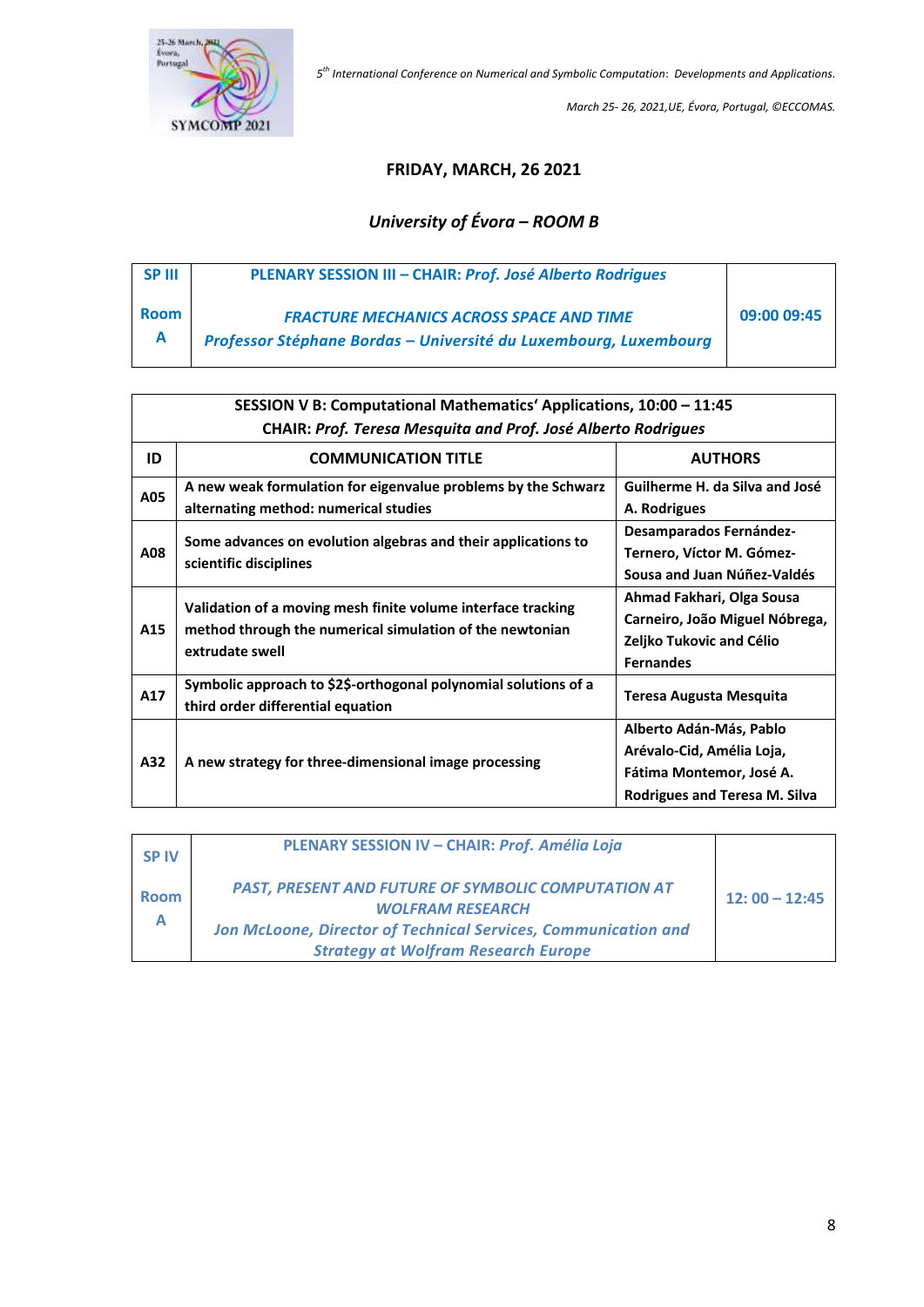## FRIDAY, MARCH, 26 2021

### *University of Évora – ROOM B*

| SP III<br>Room A | PLENARY SESSION III – CHAIR: *Prof. José Alberto Rodrigues*<br>*FRACTURE MECHANICS ACROSS SPACE AND TIME*<br>*Professor Stéphane Bordas – Université du Luxembourg, Luxembourg* | 09:00 09:45 |
|---|---|---|

| SESSION V B: Computational Mathematics' Applications, 10:00 – 11:45<br>CHAIR: *Prof. Teresa Mesquita and Prof. José Alberto Rodrigues* | | |
|---|---|---|
| **ID** | **COMMUNICATION TITLE** | **AUTHORS** |
| A05 | A new weak formulation for eigenvalue problems by the Schwarz alternating method: numerical studies | Guilherme H. da Silva and José A. Rodrigues |
| A08 | Some advances on evolution algebras and their applications to scientific disciplines | Desamparados Fernández-Ternero, Víctor M. Gómez-Sousa and Juan Núñez-Valdés |
| A15 | Validation of a moving mesh finite volume interface tracking method through the numerical simulation of the newtonian extrudate swell | Ahmad Fakhari, Olga Sousa Carneiro, João Miguel Nóbrega, Zeljko Tukovic and Célio Fernandes |
| A17 | Symbolic approach to $2$-orthogonal polynomial solutions of a third order differential equation | Teresa Augusta Mesquita |
| A32 | A new strategy for three-dimensional image processing | Alberto Adán-Más, Pablo Arévalo-Cid, Amélia Loja, Fátima Montemor, José A. Rodrigues and Teresa M. Silva |

| SP IV<br>Room A | PLENARY SESSION IV – CHAIR: *Prof. Amélia Loja*<br>*PAST, PRESENT AND FUTURE OF SYMBOLIC COMPUTATION AT WOLFRAM RESEARCH*<br>*Jon McLoone, Director of Technical Services, Communication and Strategy at Wolfram Research Europe* | 12: 00 – 12:45 |
|---|---|---|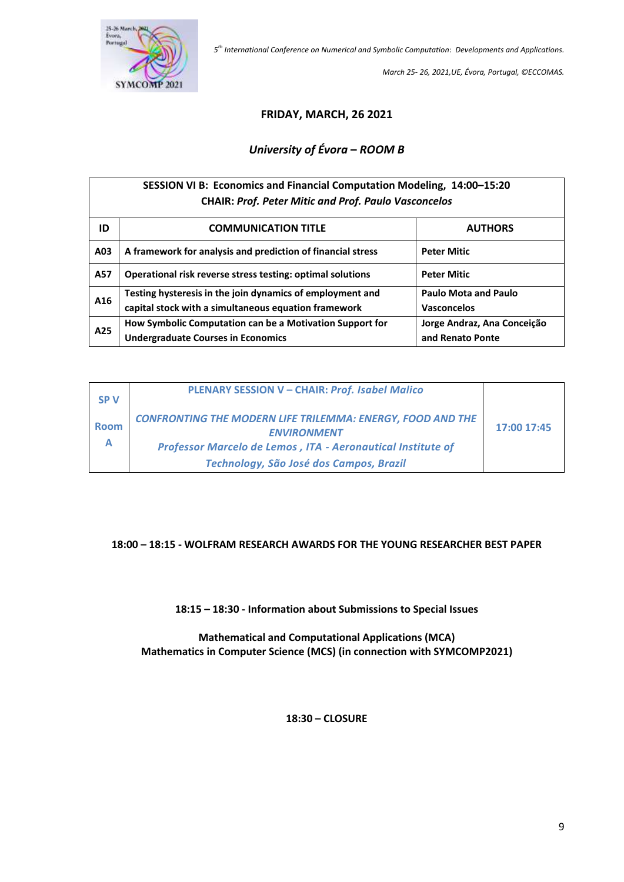**FRIDAY, MARCH, 26 2021**

***University of Évora – ROOM B***

| SESSION VI B: Economics and Financial Computation Modeling, 14:00–15:20<br>CHAIR: *Prof. Peter Mitic and Prof. Paulo Vasconcelos* | | |
|---|---|---|
| **ID** | **COMMUNICATION TITLE** | **AUTHORS** |
| A03 | A framework for analysis and prediction of financial stress | Peter Mitic |
| A57 | Operational risk reverse stress testing: optimal solutions | Peter Mitic |
| A16 | Testing hysteresis in the join dynamics of employment and capital stock with a simultaneous equation framework | Paulo Mota and Paulo Vasconcelos |
| A25 | How Symbolic Computation can be a Motivation Support for Undergraduate Courses in Economics | Jorge Andraz, Ana Conceição and Renato Ponte |

| | | |
|---|---|---|
| SP V<br><br>Room A | **PLENARY SESSION V – CHAIR:** ***Prof. Isabel Malico***<br><br>***CONFRONTING THE MODERN LIFE TRILEMMA: ENERGY, FOOD AND THE ENVIRONMENT***<br>***Professor Marcelo de Lemos , ITA - Aeronautical Institute of Technology, São José dos Campos, Brazil*** | 17:00 17:45 |

**18:00 – 18:15 - WOLFRAM RESEARCH AWARDS FOR THE YOUNG RESEARCHER BEST PAPER**

**18:15 – 18:30 - Information about Submissions to Special Issues**

**Mathematical and Computational Applications (MCA)**
**Mathematics in Computer Science (MCS) (in connection with SYMCOMP2021)**

**18:30 – CLOSURE**